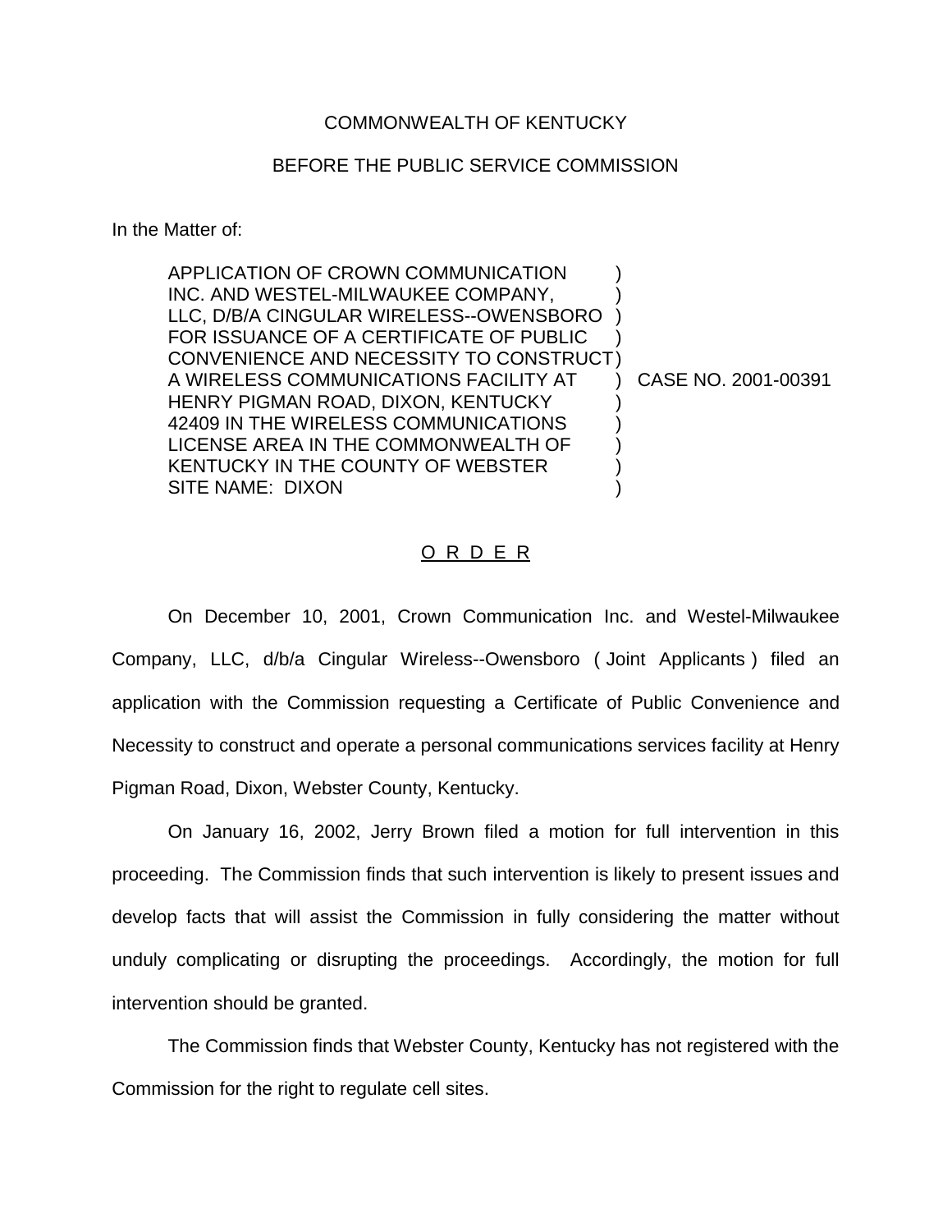COMMONWEALTH OF KENTUCKY

BEFORE THE PUBLIC SERVICE COMMISSION

In the Matter of:

APPLICATION OF CROWN COMMUNICATION INC. AND WESTEL-MILWAUKEE COMPANY, LLC, D/B/A CINGULAR WIRELESS--OWENSBORO FOR ISSUANCE OF A CERTIFICATE OF PUBLIC CONVENIENCE AND NECESSITY TO CONSTRUCT A WIRELESS COMMUNICATIONS FACILITY AT HENRY PIGMAN ROAD, DIXON, KENTUCKY 42409 IN THE WIRELESS COMMUNICATIONS LICENSE AREA IN THE COMMONWEALTH OF KENTUCKY IN THE COUNTY OF WEBSTER SITE NAME: DIXON ) CASE NO. 2001-00391

O R D E R

On December 10, 2001, Crown Communication Inc. and Westel-Milwaukee Company, LLC, d/b/a Cingular Wireless--Owensboro ( Joint Applicants ) filed an application with the Commission requesting a Certificate of Public Convenience and Necessity to construct and operate a personal communications services facility at Henry Pigman Road, Dixon, Webster County, Kentucky.

On January 16, 2002, Jerry Brown filed a motion for full intervention in this proceeding. The Commission finds that such intervention is likely to present issues and develop facts that will assist the Commission in fully considering the matter without unduly complicating or disrupting the proceedings. Accordingly, the motion for full intervention should be granted.

The Commission finds that Webster County, Kentucky has not registered with the Commission for the right to regulate cell sites.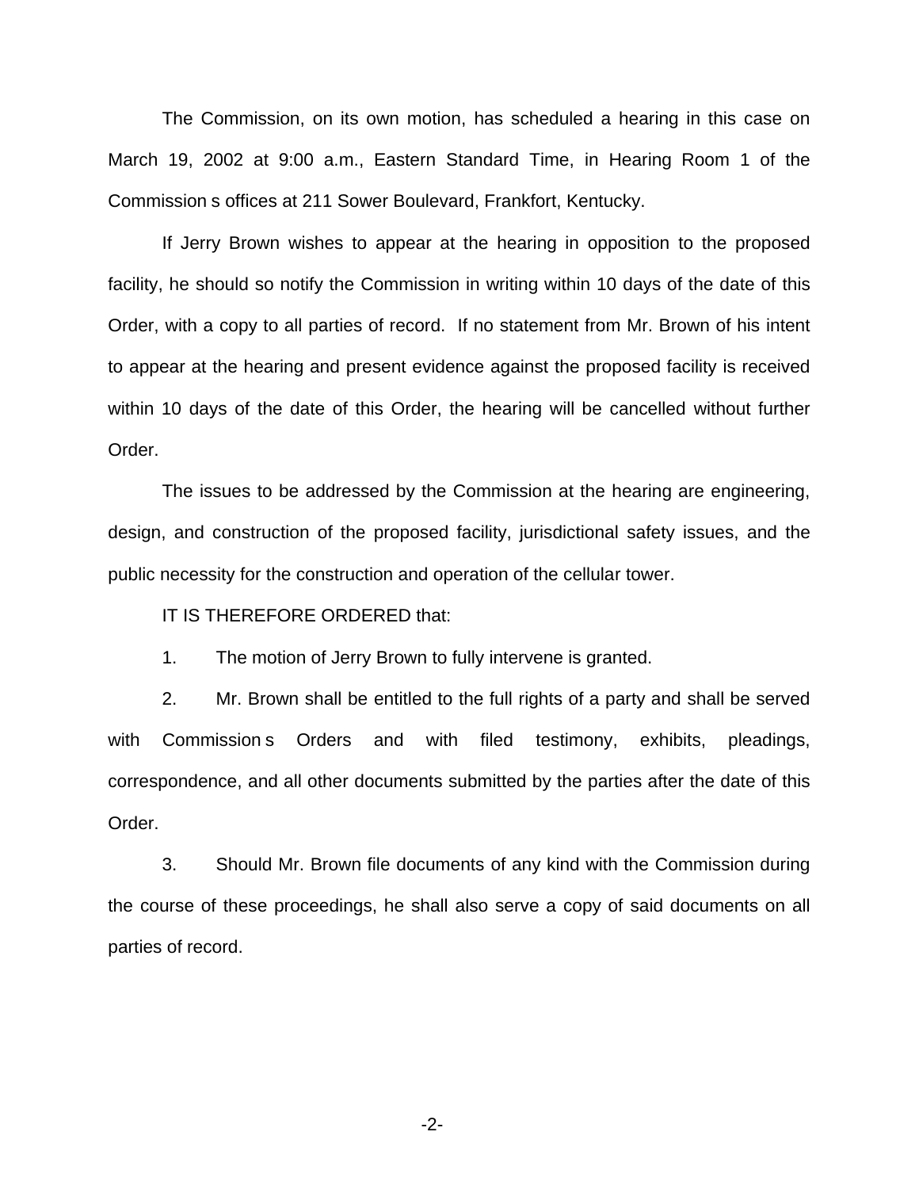The Commission, on its own motion, has scheduled a hearing in this case on March 19, 2002 at 9:00 a.m., Eastern Standard Time, in Hearing Room 1 of the Commission s offices at 211 Sower Boulevard, Frankfort, Kentucky.

If Jerry Brown wishes to appear at the hearing in opposition to the proposed facility, he should so notify the Commission in writing within 10 days of the date of this Order, with a copy to all parties of record. If no statement from Mr. Brown of his intent to appear at the hearing and present evidence against the proposed facility is received within 10 days of the date of this Order, the hearing will be cancelled without further Order.

The issues to be addressed by the Commission at the hearing are engineering, design, and construction of the proposed facility, jurisdictional safety issues, and the public necessity for the construction and operation of the cellular tower.

IT IS THEREFORE ORDERED that:

1. The motion of Jerry Brown to fully intervene is granted.

2. Mr. Brown shall be entitled to the full rights of a party and shall be served with Commission s Orders and with filed testimony, exhibits, pleadings, correspondence, and all other documents submitted by the parties after the date of this Order.

3. Should Mr. Brown file documents of any kind with the Commission during the course of these proceedings, he shall also serve a copy of said documents on all parties of record.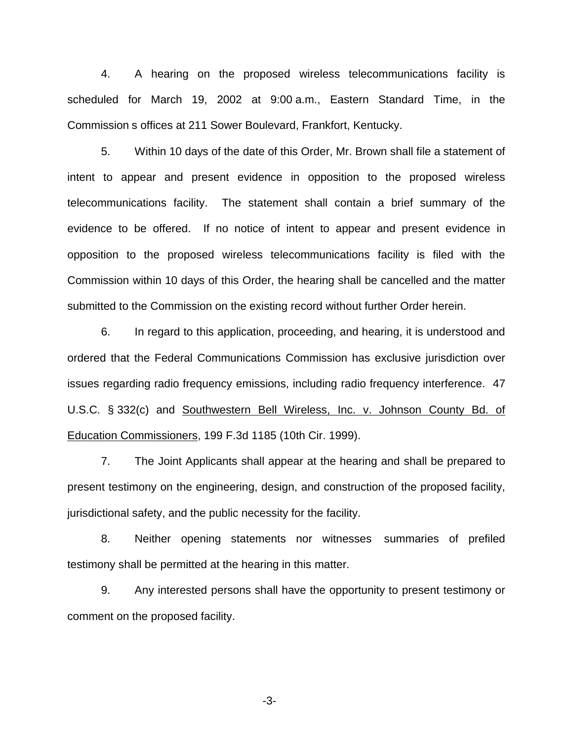4. A hearing on the proposed wireless telecommunications facility is scheduled for March 19, 2002 at 9:00 a.m., Eastern Standard Time, in the Commission s offices at 211 Sower Boulevard, Frankfort, Kentucky.

5. Within 10 days of the date of this Order, Mr. Brown shall file a statement of intent to appear and present evidence in opposition to the proposed wireless telecommunications facility. The statement shall contain a brief summary of the evidence to be offered. If no notice of intent to appear and present evidence in opposition to the proposed wireless telecommunications facility is filed with the Commission within 10 days of this Order, the hearing shall be cancelled and the matter submitted to the Commission on the existing record without further Order herein.

6. In regard to this application, proceeding, and hearing, it is understood and ordered that the Federal Communications Commission has exclusive jurisdiction over issues regarding radio frequency emissions, including radio frequency interference. 47 U.S.C. § 332(c) and Southwestern Bell Wireless, Inc. v. Johnson County Bd. of Education Commissioners, 199 F.3d 1185 (10th Cir. 1999).

7. The Joint Applicants shall appear at the hearing and shall be prepared to present testimony on the engineering, design, and construction of the proposed facility, jurisdictional safety, and the public necessity for the facility.

8. Neither opening statements nor witnesses summaries of prefiled testimony shall be permitted at the hearing in this matter.

9. Any interested persons shall have the opportunity to present testimony or comment on the proposed facility.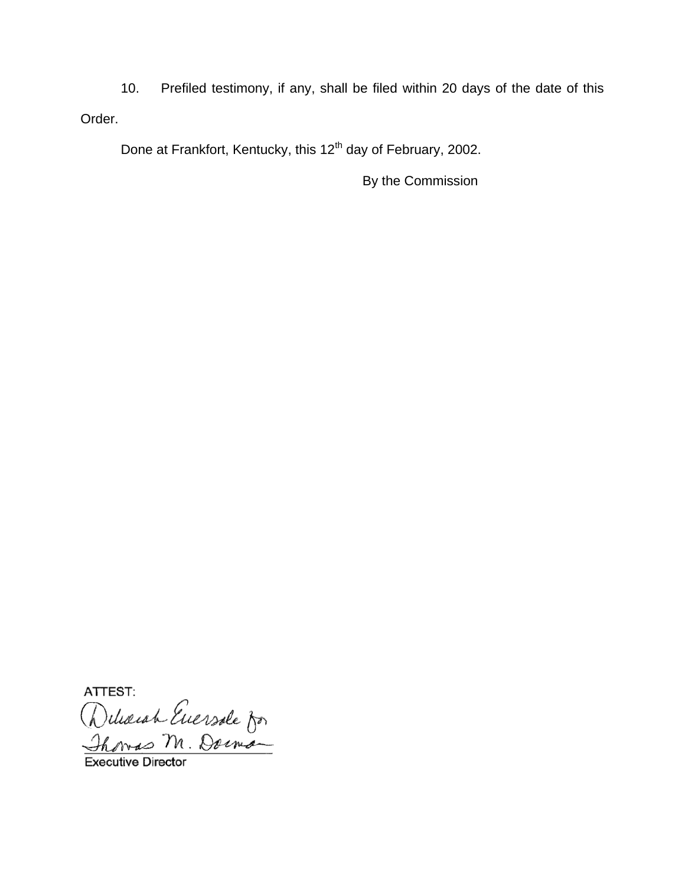10. Prefiled testimony, if any, shall be filed within 20 days of the date of this Order.

Done at Frankfort, Kentucky, this 12th day of February, 2002.

By the Commission

ATTEST:

Deborah Eversole for Thomas M. Dorman

Executive Director